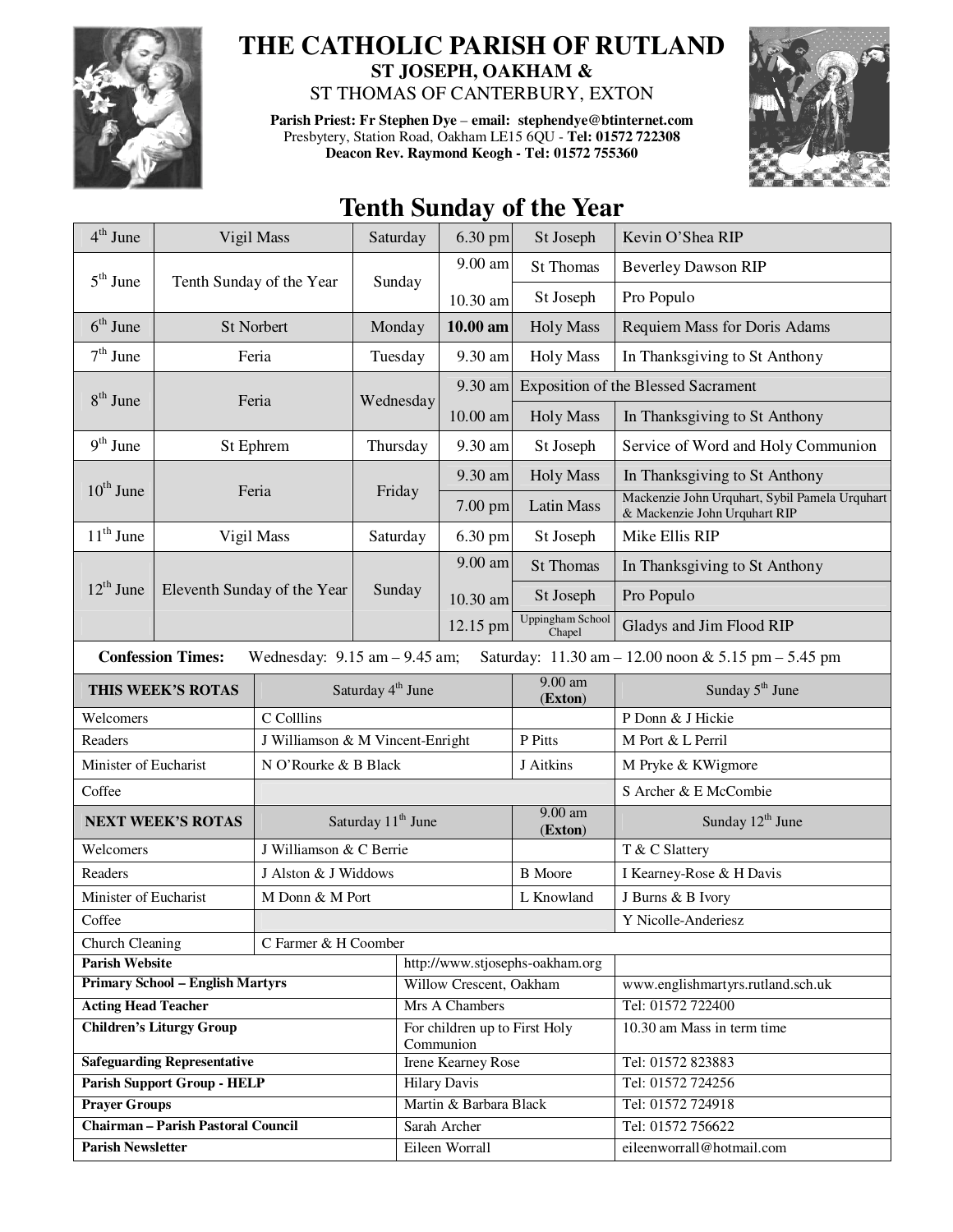# THE CATHOLIC PARISH OF RUTLAND

## ST JOSEPH, OAKHAM &

## ST THOMAS OF CANTERBURY, EXTON

**Parish Priest: Fr Stephen Dye – email: stephendye@btinternet.com**
Presbytery, Station Road, Oakham LE15 6QU - **Tel: 01572 722308**
**Deacon Rev. Raymond Keogh - Tel: 01572 755360**

## Tenth Sunday of the Year

| Date | Occasion | Day | Time | Place/Service | Intention |
|---|---|---|---|---|---|
| 4th June | Vigil Mass | Saturday | 6.30 pm | St Joseph | Kevin O'Shea RIP |
| 5th June | Tenth Sunday of the Year | Sunday | 9.00 am | St Thomas | Beverley Dawson RIP |
| | | | 10.30 am | St Joseph | Pro Populo |
| 6th June | St Norbert | Monday | **10.00 am** | Holy Mass | Requiem Mass for Doris Adams |
| 7th June | Feria | Tuesday | 9.30 am | Holy Mass | In Thanksgiving to St Anthony |
| 8th June | Feria | Wednesday | 9.30 am | Exposition of the Blessed Sacrament | |
| | | | 10.00 am | Holy Mass | In Thanksgiving to St Anthony |
| 9th June | St Ephrem | Thursday | 9.30 am | St Joseph | Service of Word and Holy Communion |
| 10th June | Feria | Friday | 9.30 am | Holy Mass | In Thanksgiving to St Anthony |
| | | | 7.00 pm | Latin Mass | Mackenzie John Urquhart, Sybil Pamela Urquhart & Mackenzie John Urquhart RIP |
| 11th June | Vigil Mass | Saturday | 6.30 pm | St Joseph | Mike Ellis RIP |
| 12th June | Eleventh Sunday of the Year | Sunday | 9.00 am | St Thomas | In Thanksgiving to St Anthony |
| | | | 10.30 am | St Joseph | Pro Populo |
| | | | 12.15 pm | Uppingham School Chapel | Gladys and Jim Flood RIP |

**Confession Times:** Wednesday: 9.15 am – 9.45 am; Saturday: 11.30 am – 12.00 noon & 5.15 pm – 5.45 pm

| THIS WEEK'S ROTAS | Saturday 4th June | 9.00 am (**Exton**) | Sunday 5th June |
|---|---|---|---|
| Welcomers | C Colllins | | P Donn & J Hickie |
| Readers | J Williamson & M Vincent-Enright | P Pitts | M Port & L Perril |
| Minister of Eucharist | N O'Rourke & B Black | J Aitkins | M Pryke & KWigmore |
| Coffee | | | S Archer & E McCombie |
| **NEXT WEEK'S ROTAS** | Saturday 11th June | 9.00 am (**Exton**) | Sunday 12th June |
| Welcomers | J Williamson & C Berrie | | T & C Slattery |
| Readers | J Alston & J Widdows | B Moore | I Kearney-Rose & H Davis |
| Minister of Eucharist | M Donn & M Port | L Knowland | J Burns & B Ivory |
| Coffee | | | Y Nicolle-Anderiesz |
| Church Cleaning | C Farmer & H Coomber | | |

| | | |
|---|---|---|
| **Parish Website** | http://www.stjosephs-oakham.org | |
| **Primary School – English Martyrs** | Willow Crescent, Oakham | www.englishmartyrs.rutland.sch.uk |
| **Acting Head Teacher** | Mrs A Chambers | Tel: 01572 722400 |
| **Children's Liturgy Group** | For children up to First Holy Communion | 10.30 am Mass in term time |
| **Safeguarding Representative** | Irene Kearney Rose | Tel: 01572 823883 |
| **Parish Support Group - HELP** | Hilary Davis | Tel: 01572 724256 |
| **Prayer Groups** | Martin & Barbara Black | Tel: 01572 724918 |
| **Chairman – Parish Pastoral Council** | Sarah Archer | Tel: 01572 756622 |
| **Parish Newsletter** | Eileen Worrall | eileenworrall@hotmail.com |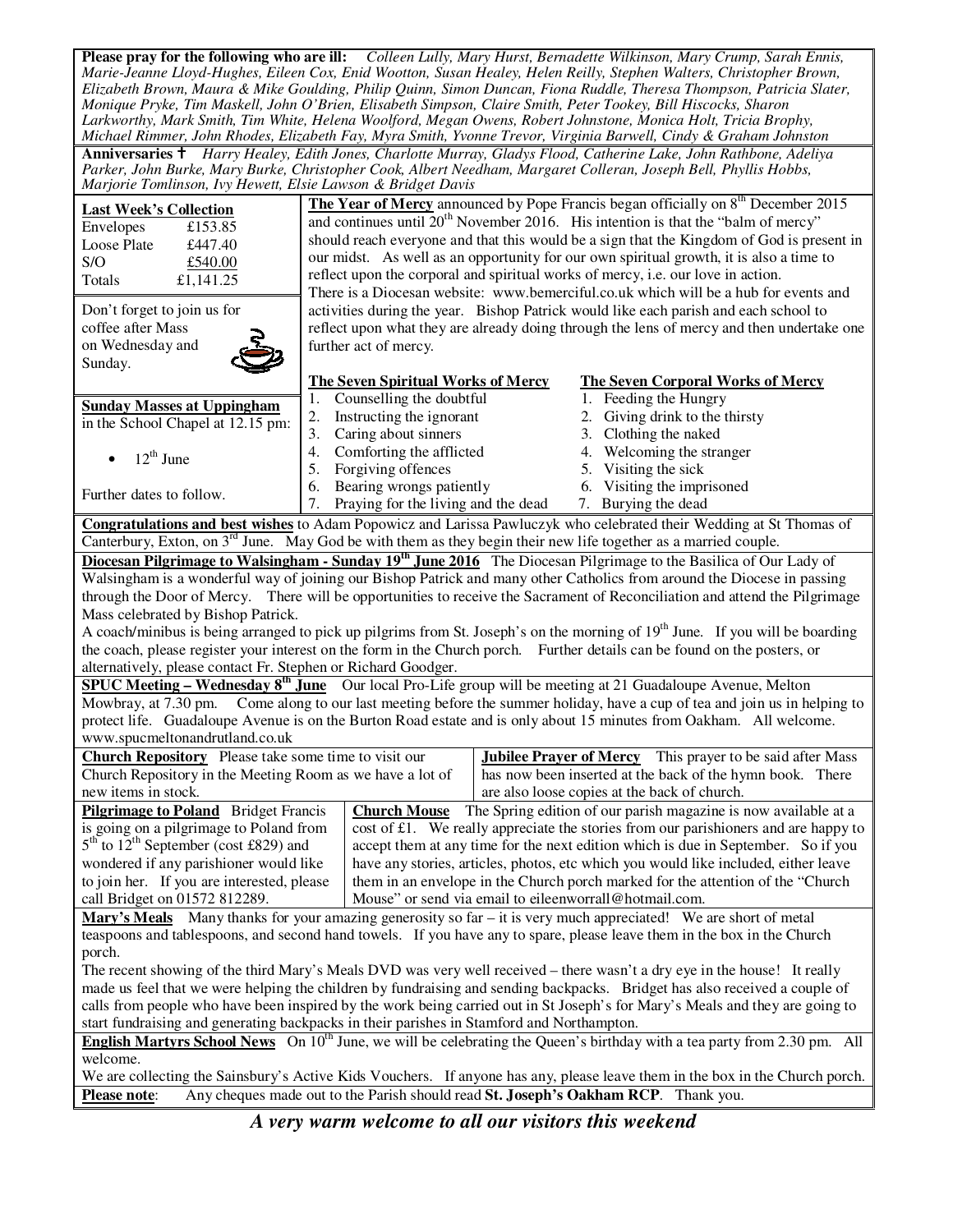**Please pray for the following who are ill:** *Colleen Lully, Mary Hurst, Bernadette Wilkinson, Mary Crump, Sarah Ennis, Marie-Jeanne Lloyd-Hughes, Eileen Cox, Enid Wootton, Susan Healey, Helen Reilly, Stephen Walters, Christopher Brown, Elizabeth Brown, Maura & Mike Goulding, Philip Quinn, Simon Duncan, Fiona Ruddle, Theresa Thompson, Patricia Slater, Monique Pryke, Tim Maskell, John O'Brien, Elisabeth Simpson, Claire Smith, Peter Tookey, Bill Hiscocks, Sharon Larkworthy, Mark Smith, Tim White, Helena Woolford, Megan Owens, Robert Johnstone, Monica Holt, Tricia Brophy, Michael Rimmer, John Rhodes, Elizabeth Fay, Myra Smith, Yvonne Trevor, Virginia Barwell, Cindy & Graham Johnston*

**Anniversaries ✝** *Harry Healey, Edith Jones, Charlotte Murray, Gladys Flood, Catherine Lake, John Rathbone, Adeliya Parker, John Burke, Mary Burke, Christopher Cook, Albert Needham, Margaret Colleran, Joseph Bell, Phyllis Hobbs, Marjorie Tomlinson, Ivy Hewett, Elsie Lawson & Bridget Davis*

**Last Week's Collection**

| | |
|---|---|
| Envelopes | £153.85 |
| Loose Plate | £447.40 |
| S/O | £540.00 |
| Totals | £1,141.25 |

Don't forget to join us for coffee after Mass on Wednesday and Sunday.

**Sunday Masses at Uppingham** in the School Chapel at 12.15 pm:

- 12th June

Further dates to follow.

**The Year of Mercy** announced by Pope Francis began officially on 8th December 2015 and continues until 20th November 2016. His intention is that the "balm of mercy" should reach everyone and that this would be a sign that the Kingdom of God is present in our midst. As well as an opportunity for our own spiritual growth, it is also a time to reflect upon the corporal and spiritual works of mercy, i.e. our love in action. There is a Diocesan website: www.bemerciful.co.uk which will be a hub for events and activities during the year. Bishop Patrick would like each parish and each school to reflect upon what they are already doing through the lens of mercy and then undertake one further act of mercy.

**The Seven Spiritual Works of Mercy**
1. Counselling the doubtful
2. Instructing the ignorant
3. Caring about sinners
4. Comforting the afflicted
5. Forgiving offences
6. Bearing wrongs patiently
7. Praying for the living and the dead

**The Seven Corporal Works of Mercy**
1. Feeding the Hungry
2. Giving drink to the thirsty
3. Clothing the naked
4. Welcoming the stranger
5. Visiting the sick
6. Visiting the imprisoned
7. Burying the dead

**Congratulations and best wishes** to Adam Popowicz and Larissa Pawluczyk who celebrated their Wedding at St Thomas of Canterbury, Exton, on 3rd June. May God be with them as they begin their new life together as a married couple.

**Diocesan Pilgrimage to Walsingham - Sunday 19th June 2016** The Diocesan Pilgrimage to the Basilica of Our Lady of Walsingham is a wonderful way of joining our Bishop Patrick and many other Catholics from around the Diocese in passing through the Door of Mercy. There will be opportunities to receive the Sacrament of Reconciliation and attend the Pilgrimage Mass celebrated by Bishop Patrick.
A coach/minibus is being arranged to pick up pilgrims from St. Joseph's on the morning of 19th June. If you will be boarding the coach, please register your interest on the form in the Church porch. Further details can be found on the posters, or alternatively, please contact Fr. Stephen or Richard Goodger.

**SPUC Meeting – Wednesday 8th June** Our local Pro-Life group will be meeting at 21 Guadaloupe Avenue, Melton Mowbray, at 7.30 pm. Come along to our last meeting before the summer holiday, have a cup of tea and join us in helping to protect life. Guadaloupe Avenue is on the Burton Road estate and is only about 15 minutes from Oakham. All welcome. www.spucmeltonandrutland.co.uk

**Church Repository** Please take some time to visit our Church Repository in the Meeting Room as we have a lot of new items in stock.

**Jubilee Prayer of Mercy** This prayer to be said after Mass has now been inserted at the back of the hymn book. There are also loose copies at the back of church.

**Pilgrimage to Poland** Bridget Francis is going on a pilgrimage to Poland from 5th to 12th September (cost £829) and wondered if any parishioner would like to join her. If you are interested, please call Bridget on 01572 812289.

**Church Mouse** The Spring edition of our parish magazine is now available at a cost of £1. We really appreciate the stories from our parishioners and are happy to accept them at any time for the next edition which is due in September. So if you have any stories, articles, photos, etc which you would like included, either leave them in an envelope in the Church porch marked for the attention of the "Church Mouse" or send via email to eileenworrall@hotmail.com.

**Mary's Meals** Many thanks for your amazing generosity so far – it is very much appreciated! We are short of metal teaspoons and tablespoons, and second hand towels. If you have any to spare, please leave them in the box in the Church porch.
The recent showing of the third Mary's Meals DVD was very well received – there wasn't a dry eye in the house! It really made us feel that we were helping the children by fundraising and sending backpacks. Bridget has also received a couple of calls from people who have been inspired by the work being carried out in St Joseph's for Mary's Meals and they are going to start fundraising and generating backpacks in their parishes in Stamford and Northampton.

**English Martyrs School News** On 10th June, we will be celebrating the Queen's birthday with a tea party from 2.30 pm. All welcome.
We are collecting the Sainsbury's Active Kids Vouchers. If anyone has any, please leave them in the box in the Church porch.

**Please note**: Any cheques made out to the Parish should read **St. Joseph's Oakham RCP**. Thank you.

***A very warm welcome to all our visitors this weekend***